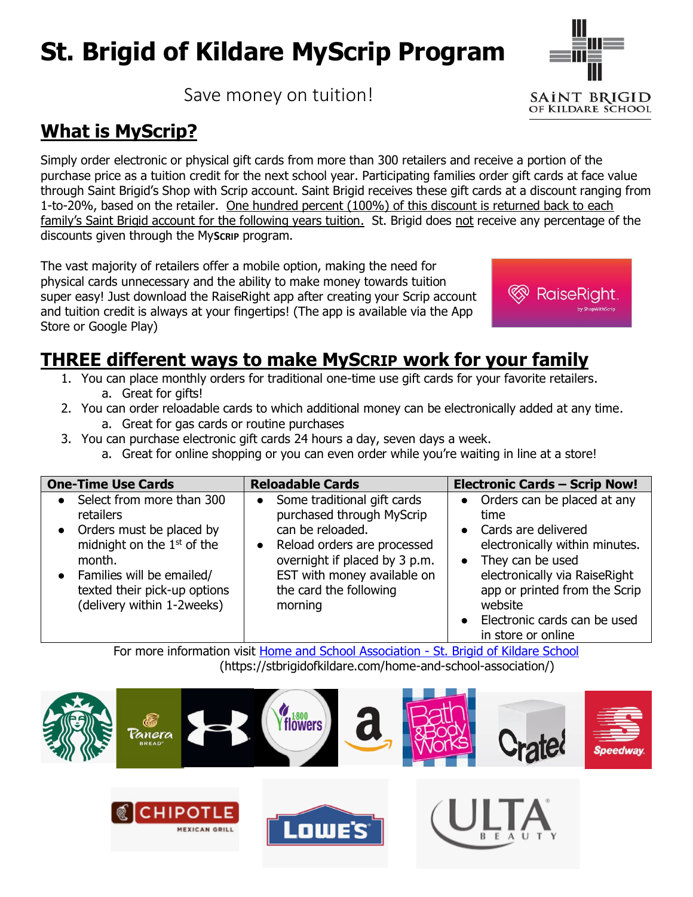# St. Brigid of Kildare MyScrip Program

Save money on tuition!

## What is MyScrip?

Simply order electronic or physical gift cards from more than 300 retailers and receive a portion of the purchase price as a tuition credit for the next school year. Participating families order gift cards at face value through Saint Brigid's Shop with Scrip account. Saint Brigid receives these gift cards at a discount ranging from 1-to-20%, based on the retailer. One hundred percent (100%) of this discount is returned back to each family's Saint Brigid account for the following years tuition. St. Brigid does not receive any percentage of the discounts given through the MyScrip program.

The vast majority of retailers offer a mobile option, making the need for physical cards unnecessary and the ability to make money towards tuition super easy! Just download the RaiseRight app after creating your Scrip account and tuition credit is always at your fingertips! (The app is available via the App Store or Google Play)

## THREE different ways to make MyScrip work for your family

1. You can place monthly orders for traditional one-time use gift cards for your favorite retailers.
   a. Great for gifts!
2. You can order reloadable cards to which additional money can be electronically added at any time.
   a. Great for gas cards or routine purchases
3. You can purchase electronic gift cards 24 hours a day, seven days a week.
   a. Great for online shopping or you can even order while you're waiting in line at a store!

| One-Time Use Cards | Reloadable Cards | Electronic Cards – Scrip Now! |
|---|---|---|
| • Select from more than 300 retailers<br>• Orders must be placed by midnight on the 1st of the month.<br>• Families will be emailed/ texted their pick-up options (delivery within 1-2weeks) | • Some traditional gift cards purchased through MyScrip can be reloaded.<br>• Reload orders are processed overnight if placed by 3 p.m. EST with money available on the card the following morning | • Orders can be placed at any time<br>• Cards are delivered electronically within minutes.<br>• They can be used electronically via RaiseRight app or printed from the Scrip website<br>• Electronic cards can be used in store or online |

For more information visit Home and School Association - St. Brigid of Kildare School (https://stbrigidofkildare.com/home-and-school-association/)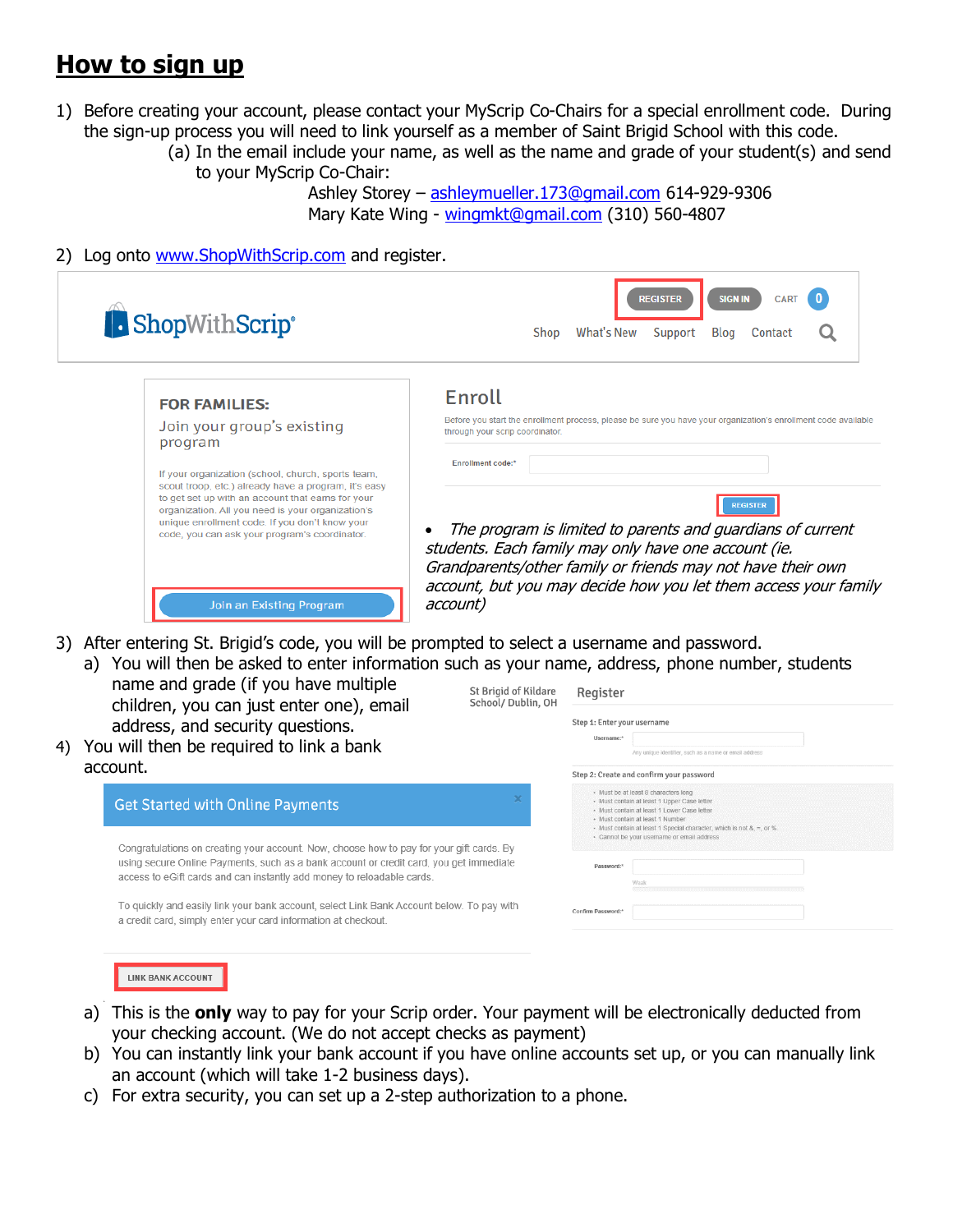# How to sign up

1) Before creating your account, please contact your MyScrip Co-Chairs for a special enrollment code. During the sign-up process you will need to link yourself as a member of Saint Brigid School with this code.
   (a) In the email include your name, as well as the name and grade of your student(s) and send to your MyScrip Co-Chair:
   Ashley Storey – ashleymueller.173@gmail.com 614-929-9306
   Mary Kate Wing - wingmkt@gmail.com (310) 560-4807

2) Log onto www.ShopWithScrip.com and register.

ShopWithScrip
REGISTER SIGN IN CART 0
Shop What's New Support Blog Contact

**FOR FAMILIES:**
Join your group's existing program

If your organization (school, church, sports team, scout troop, etc.) already has a program, it's easy to get set up with an account that earns for your organization. All you need is your organization's unique enrollment code. If you don't know your code, you can ask your program's coordinator.

Join an Existing Program

**Enroll**
Before you start the enrollment process, please be sure you have your organization's enrollment code available through your scrip coordinator.

Enrollment code:*

REGISTER

- *The program is limited to parents and guardians of current students. Each family may only have one account (ie. Grandparents/other family or friends may not have their own account, but you may decide how you let them access your family account)*

3) After entering St. Brigid's code, you will be prompted to select a username and password.
   a) You will then be asked to enter information such as your name, address, phone number, students name and grade (if you have multiple children, you can just enter one), email address, and security questions.

St Brigid of Kildare School/ Dublin, OH
**Register**
Step 1: Enter your username
Username:*
Any unique identifier, such as a name or email address
Step 2: Create and confirm your password
- Must be at least 8 characters long
- Must contain at least 1 Upper Case letter
- Must contain at least 1 Lower Case letter
- Must contain at least 1 Number
- Must contain at least 1 Special character, which is not &, <, or %.
- Cannot be your username or email address

Password:*
Weak
Confirm Password:*

4) You will then be required to link a bank account.

**Get Started with Online Payments**

Congratulations on creating your account. Now, choose how to pay for your gift cards. By using secure Online Payments, such as a bank account or credit card, you get immediate access to eGift cards and can instantly add money to reloadable cards.

To quickly and easily link your bank account, select Link Bank Account below. To pay with a credit card, simply enter your card information at checkout.

LINK BANK ACCOUNT

   a) This is the **only** way to pay for your Scrip order. Your payment will be electronically deducted from your checking account. (We do not accept checks as payment)
   b) You can instantly link your bank account if you have online accounts set up, or you can manually link an account (which will take 1-2 business days).
   c) For extra security, you can set up a 2-step authorization to a phone.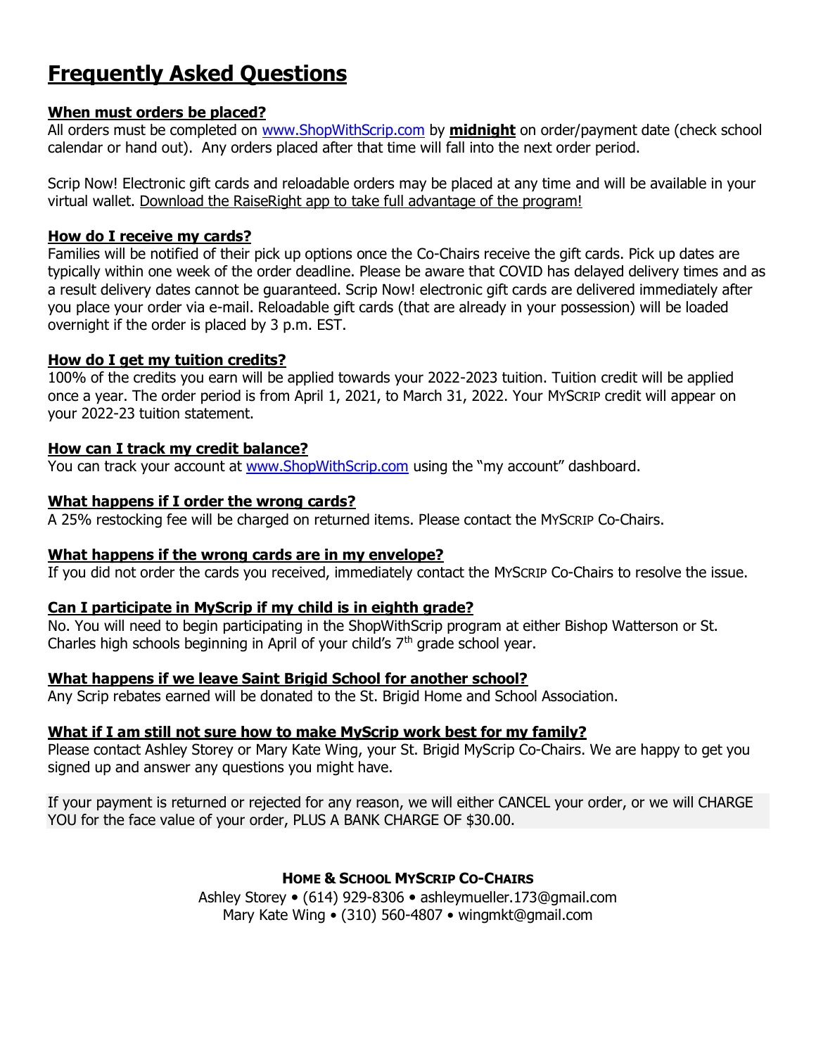# Frequently Asked Questions

**When must orders be placed?**
All orders must be completed on www.ShopWithScrip.com by **midnight** on order/payment date (check school calendar or hand out). Any orders placed after that time will fall into the next order period.

Scrip Now! Electronic gift cards and reloadable orders may be placed at any time and will be available in your virtual wallet. Download the RaiseRight app to take full advantage of the program!

**How do I receive my cards?**
Families will be notified of their pick up options once the Co-Chairs receive the gift cards. Pick up dates are typically within one week of the order deadline. Please be aware that COVID has delayed delivery times and as a result delivery dates cannot be guaranteed. Scrip Now! electronic gift cards are delivered immediately after you place your order via e-mail. Reloadable gift cards (that are already in your possession) will be loaded overnight if the order is placed by 3 p.m. EST.

**How do I get my tuition credits?**
100% of the credits you earn will be applied towards your 2022-2023 tuition. Tuition credit will be applied once a year. The order period is from April 1, 2021, to March 31, 2022. Your MyScrip credit will appear on your 2022-23 tuition statement.

**How can I track my credit balance?**
You can track your account at www.ShopWithScrip.com using the "my account" dashboard.

**What happens if I order the wrong cards?**
A 25% restocking fee will be charged on returned items. Please contact the MyScrip Co-Chairs.

**What happens if the wrong cards are in my envelope?**
If you did not order the cards you received, immediately contact the MyScrip Co-Chairs to resolve the issue.

**Can I participate in MyScrip if my child is in eighth grade?**
No. You will need to begin participating in the ShopWithScrip program at either Bishop Watterson or St. Charles high schools beginning in April of your child's 7th grade school year.

**What happens if we leave Saint Brigid School for another school?**
Any Scrip rebates earned will be donated to the St. Brigid Home and School Association.

**What if I am still not sure how to make MyScrip work best for my family?**
Please contact Ashley Storey or Mary Kate Wing, your St. Brigid MyScrip Co-Chairs. We are happy to get you signed up and answer any questions you might have.

If your payment is returned or rejected for any reason, we will either CANCEL your order, or we will CHARGE YOU for the face value of your order, PLUS A BANK CHARGE OF $30.00.

**HOME & SCHOOL MYSCRIP CO-CHAIRS**

Ashley Storey • (614) 929-8306 • ashleymueller.173@gmail.com
Mary Kate Wing • (310) 560-4807 • wingmkt@gmail.com